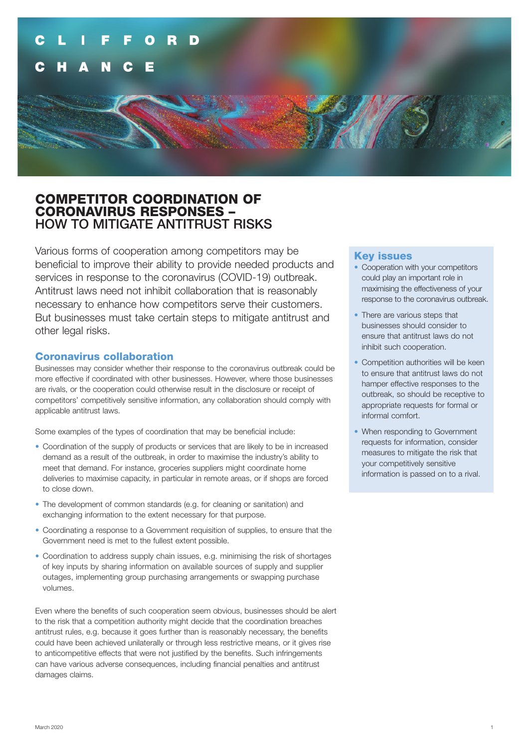CLIFFORD CHANCE

# COMPETITOR COORDINATION OF CORONAVIRUS RESPONSES – HOW TO MITIGATE ANTITRUST RISKS

Various forms of cooperation among competitors may be beneficial to improve their ability to provide needed products and services in response to the coronavirus (COVID-19) outbreak. Antitrust laws need not inhibit collaboration that is reasonably necessary to enhance how competitors serve their customers. But businesses must take certain steps to mitigate antitrust and other legal risks.

## Coronavirus collaboration

Businesses may consider whether their response to the coronavirus outbreak could be more effective if coordinated with other businesses. However, where those businesses are rivals, or the cooperation could otherwise result in the disclosure or receipt of competitors' competitively sensitive information, any collaboration should comply with applicable antitrust laws.

Some examples of the types of coordination that may be beneficial include:

- Coordination of the supply of products or services that are likely to be in increased demand as a result of the outbreak, in order to maximise the industry's ability to meet that demand. For instance, groceries suppliers might coordinate home deliveries to maximise capacity, in particular in remote areas, or if shops are forced to close down.
- The development of common standards (e.g. for cleaning or sanitation) and exchanging information to the extent necessary for that purpose.
- Coordinating a response to a Government requisition of supplies, to ensure that the Government need is met to the fullest extent possible.
- Coordination to address supply chain issues, e.g. minimising the risk of shortages of key inputs by sharing information on available sources of supply and supplier outages, implementing group purchasing arrangements or swapping purchase volumes.

Even where the benefits of such cooperation seem obvious, businesses should be alert to the risk that a competition authority might decide that the coordination breaches antitrust rules, e.g. because it goes further than is reasonably necessary, the benefits could have been achieved unilaterally or through less restrictive means, or it gives rise to anticompetitive effects that were not justified by the benefits. Such infringements can have various adverse consequences, including financial penalties and antitrust damages claims.

## Key issues

- Cooperation with your competitors could play an important role in maximising the effectiveness of your response to the coronavirus outbreak.
- There are various steps that businesses should consider to ensure that antitrust laws do not inhibit such cooperation.
- Competition authorities will be keen to ensure that antitrust laws do not hamper effective responses to the outbreak, so should be receptive to appropriate requests for formal or informal comfort.
- When responding to Government requests for information, consider measures to mitigate the risk that your competitively sensitive information is passed on to a rival.

March 2020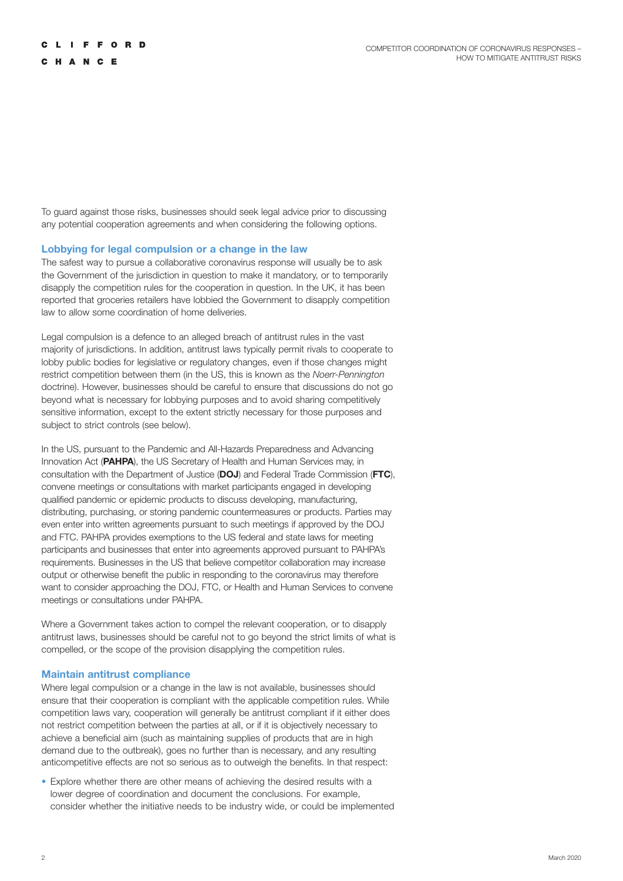To guard against those risks, businesses should seek legal advice prior to discussing any potential cooperation agreements and when considering the following options.

### Lobbying for legal compulsion or a change in the law

The safest way to pursue a collaborative coronavirus response will usually be to ask the Government of the jurisdiction in question to make it mandatory, or to temporarily disapply the competition rules for the cooperation in question. In the UK, it has been reported that groceries retailers have lobbied the Government to disapply competition law to allow some coordination of home deliveries.

Legal compulsion is a defence to an alleged breach of antitrust rules in the vast majority of jurisdictions. In addition, antitrust laws typically permit rivals to cooperate to lobby public bodies for legislative or regulatory changes, even if those changes might restrict competition between them (in the US, this is known as the *Noerr-Pennington* doctrine). However, businesses should be careful to ensure that discussions do not go beyond what is necessary for lobbying purposes and to avoid sharing competitively sensitive information, except to the extent strictly necessary for those purposes and subject to strict controls (see below).

In the US, pursuant to the Pandemic and All-Hazards Preparedness and Advancing Innovation Act (**PAHPA**), the US Secretary of Health and Human Services may, in consultation with the Department of Justice (**DOJ**) and Federal Trade Commission (**FTC**), convene meetings or consultations with market participants engaged in developing qualified pandemic or epidemic products to discuss developing, manufacturing, distributing, purchasing, or storing pandemic countermeasures or products. Parties may even enter into written agreements pursuant to such meetings if approved by the DOJ and FTC. PAHPA provides exemptions to the US federal and state laws for meeting participants and businesses that enter into agreements approved pursuant to PAHPA's requirements. Businesses in the US that believe competitor collaboration may increase output or otherwise benefit the public in responding to the coronavirus may therefore want to consider approaching the DOJ, FTC, or Health and Human Services to convene meetings or consultations under PAHPA.

Where a Government takes action to compel the relevant cooperation, or to disapply antitrust laws, businesses should be careful not to go beyond the strict limits of what is compelled, or the scope of the provision disapplying the competition rules.

### Maintain antitrust compliance

Where legal compulsion or a change in the law is not available, businesses should ensure that their cooperation is compliant with the applicable competition rules. While competition laws vary, cooperation will generally be antitrust compliant if it either does not restrict competition between the parties at all, or if it is objectively necessary to achieve a beneficial aim (such as maintaining supplies of products that are in high demand due to the outbreak), goes no further than is necessary, and any resulting anticompetitive effects are not so serious as to outweigh the benefits. In that respect:

- Explore whether there are other means of achieving the desired results with a lower degree of coordination and document the conclusions. For example, consider whether the initiative needs to be industry wide, or could be implemented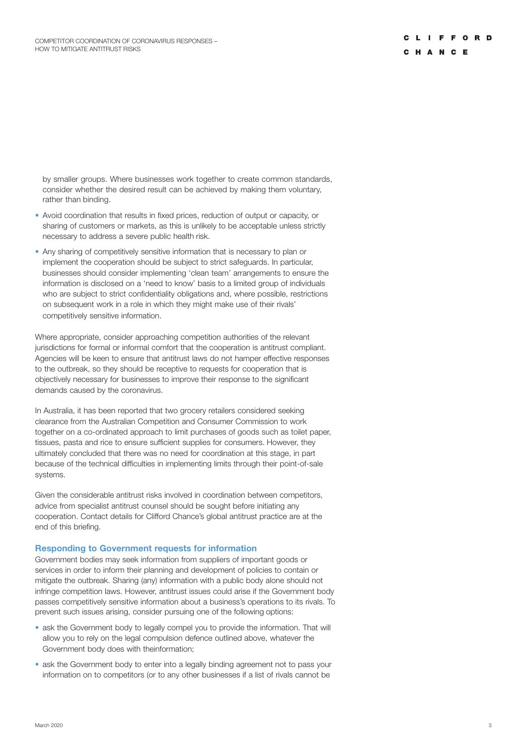by smaller groups. Where businesses work together to create common standards, consider whether the desired result can be achieved by making them voluntary, rather than binding.

- Avoid coordination that results in fixed prices, reduction of output or capacity, or sharing of customers or markets, as this is unlikely to be acceptable unless strictly necessary to address a severe public health risk.
- Any sharing of competitively sensitive information that is necessary to plan or implement the cooperation should be subject to strict safeguards. In particular, businesses should consider implementing 'clean team' arrangements to ensure the information is disclosed on a 'need to know' basis to a limited group of individuals who are subject to strict confidentiality obligations and, where possible, restrictions on subsequent work in a role in which they might make use of their rivals' competitively sensitive information.

Where appropriate, consider approaching competition authorities of the relevant jurisdictions for formal or informal comfort that the cooperation is antitrust compliant. Agencies will be keen to ensure that antitrust laws do not hamper effective responses to the outbreak, so they should be receptive to requests for cooperation that is objectively necessary for businesses to improve their response to the significant demands caused by the coronavirus.

In Australia, it has been reported that two grocery retailers considered seeking clearance from the Australian Competition and Consumer Commission to work together on a co-ordinated approach to limit purchases of goods such as toilet paper, tissues, pasta and rice to ensure sufficient supplies for consumers. However, they ultimately concluded that there was no need for coordination at this stage, in part because of the technical difficulties in implementing limits through their point-of-sale systems.

Given the considerable antitrust risks involved in coordination between competitors, advice from specialist antitrust counsel should be sought before initiating any cooperation. Contact details for Clifford Chance's global antitrust practice are at the end of this briefing.

### Responding to Government requests for information

Government bodies may seek information from suppliers of important goods or services in order to inform their planning and development of policies to contain or mitigate the outbreak. Sharing (any) information with a public body alone should not infringe competition laws. However, antitrust issues could arise if the Government body passes competitively sensitive information about a business's operations to its rivals. To prevent such issues arising, consider pursuing one of the following options:

- ask the Government body to legally compel you to provide the information. That will allow you to rely on the legal compulsion defence outlined above, whatever the Government body does with theinformation;
- ask the Government body to enter into a legally binding agreement not to pass your information on to competitors (or to any other businesses if a list of rivals cannot be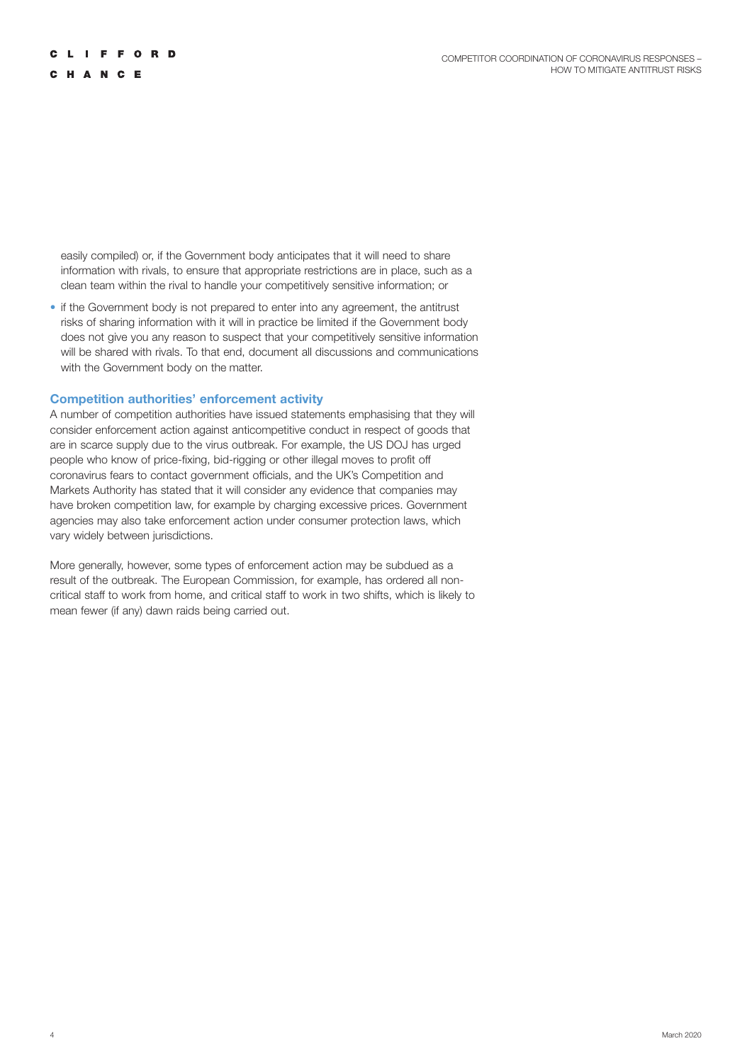easily compiled) or, if the Government body anticipates that it will need to share information with rivals, to ensure that appropriate restrictions are in place, such as a clean team within the rival to handle your competitively sensitive information; or

- if the Government body is not prepared to enter into any agreement, the antitrust risks of sharing information with it will in practice be limited if the Government body does not give you any reason to suspect that your competitively sensitive information will be shared with rivals. To that end, document all discussions and communications with the Government body on the matter.

### Competition authorities' enforcement activity

A number of competition authorities have issued statements emphasising that they will consider enforcement action against anticompetitive conduct in respect of goods that are in scarce supply due to the virus outbreak. For example, the US DOJ has urged people who know of price-fixing, bid-rigging or other illegal moves to profit off coronavirus fears to contact government officials, and the UK's Competition and Markets Authority has stated that it will consider any evidence that companies may have broken competition law, for example by charging excessive prices. Government agencies may also take enforcement action under consumer protection laws, which vary widely between jurisdictions.

More generally, however, some types of enforcement action may be subdued as a result of the outbreak. The European Commission, for example, has ordered all non-critical staff to work from home, and critical staff to work in two shifts, which is likely to mean fewer (if any) dawn raids being carried out.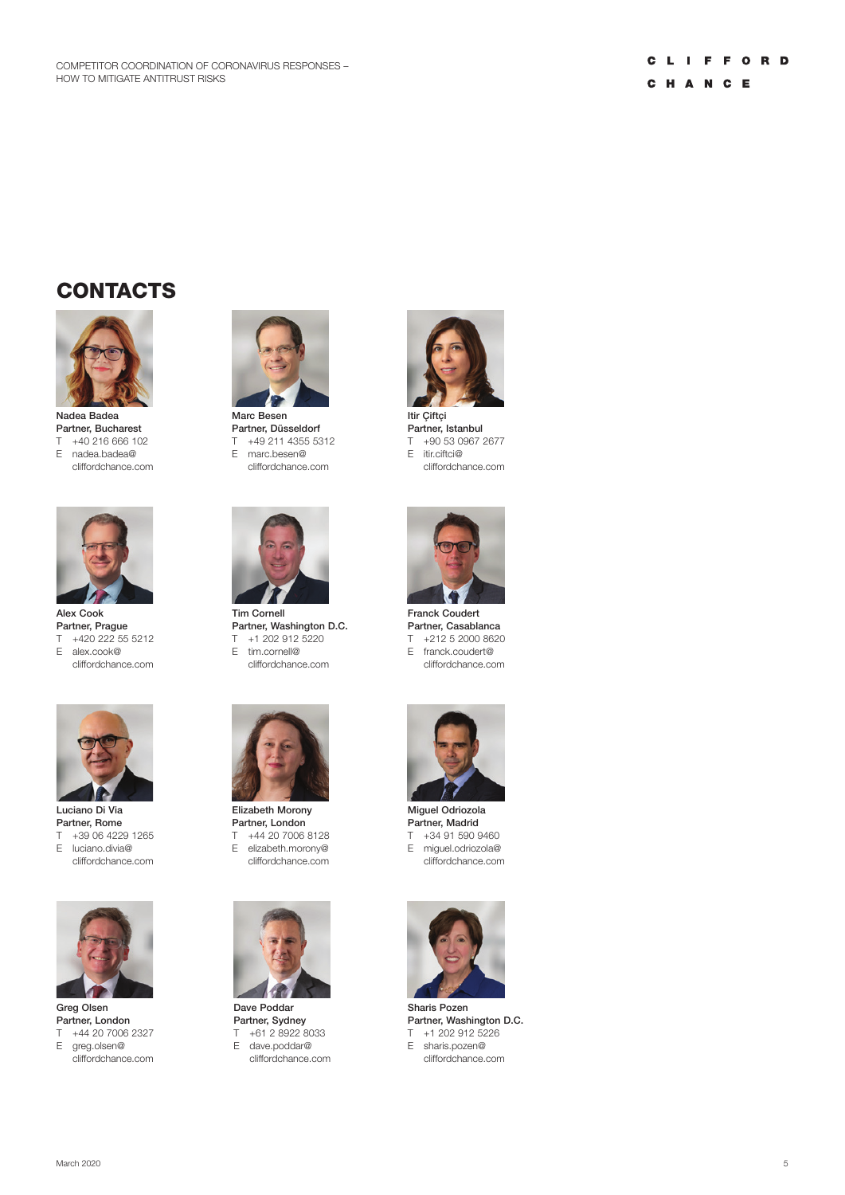## CONTACTS

**Nadea Badea**
Partner, Bucharest
T +40 216 666 102
E nadea.badea@cliffordchance.com

**Marc Besen**
Partner, Düsseldorf
T +49 211 4355 5312
E marc.besen@cliffordchance.com

**Itir Çiftçi**
Partner, Istanbul
T +90 53 0967 2677
E itir.ciftci@cliffordchance.com

**Alex Cook**
Partner, Prague
T +420 222 55 5212
E alex.cook@cliffordchance.com

**Tim Cornell**
Partner, Washington D.C.
T +1 202 912 5220
E tim.cornell@cliffordchance.com

**Franck Coudert**
Partner, Casablanca
T +212 5 2000 8620
E franck.coudert@cliffordchance.com

**Luciano Di Via**
Partner, Rome
T +39 06 4229 1265
E luciano.divia@cliffordchance.com

**Elizabeth Morony**
Partner, London
T +44 20 7006 8128
E elizabeth.morony@cliffordchance.com

**Miguel Odriozola**
Partner, Madrid
T +34 91 590 9460
E miguel.odriozola@cliffordchance.com

**Greg Olsen**
Partner, London
T +44 20 7006 2327
E greg.olsen@cliffordchance.com

**Dave Poddar**
Partner, Sydney
T +61 2 8922 8033
E dave.poddar@cliffordchance.com

**Sharis Pozen**
Partner, Washington D.C.
T +1 202 912 5226
E sharis.pozen@cliffordchance.com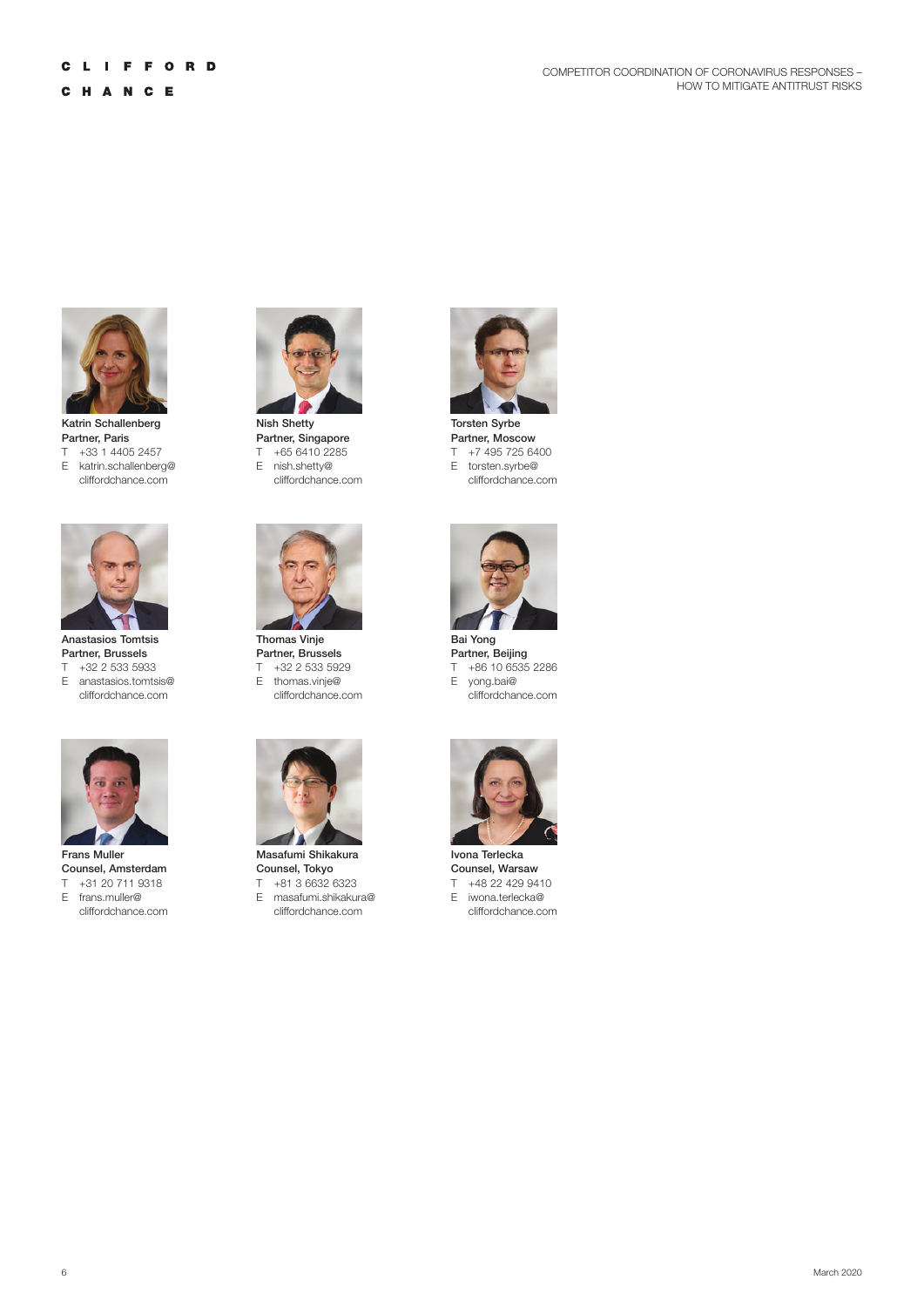**Katrin Schallenberg**
**Partner, Paris**
T +33 1 4405 2457
E katrin.schallenberg@cliffordchance.com

**Nish Shetty**
**Partner, Singapore**
T +65 6410 2285
E nish.shetty@cliffordchance.com

**Torsten Syrbe**
**Partner, Moscow**
T +7 495 725 6400
E torsten.syrbe@cliffordchance.com

**Anastasios Tomtsis**
**Partner, Brussels**
T +32 2 533 5933
E anastasios.tomtsis@cliffordchance.com

**Thomas Vinje**
**Partner, Brussels**
T +32 2 533 5929
E thomas.vinje@cliffordchance.com

**Bai Yong**
**Partner, Beijing**
T +86 10 6535 2286
E yong.bai@cliffordchance.com

**Frans Muller**
**Counsel, Amsterdam**
T +31 20 711 9318
E frans.muller@cliffordchance.com

**Masafumi Shikakura**
**Counsel, Tokyo**
T +81 3 6632 6323
E masafumi.shikakura@cliffordchance.com

**Ivona Terlecka**
**Counsel, Warsaw**
T +48 22 429 9410
E iwona.terlecka@cliffordchance.com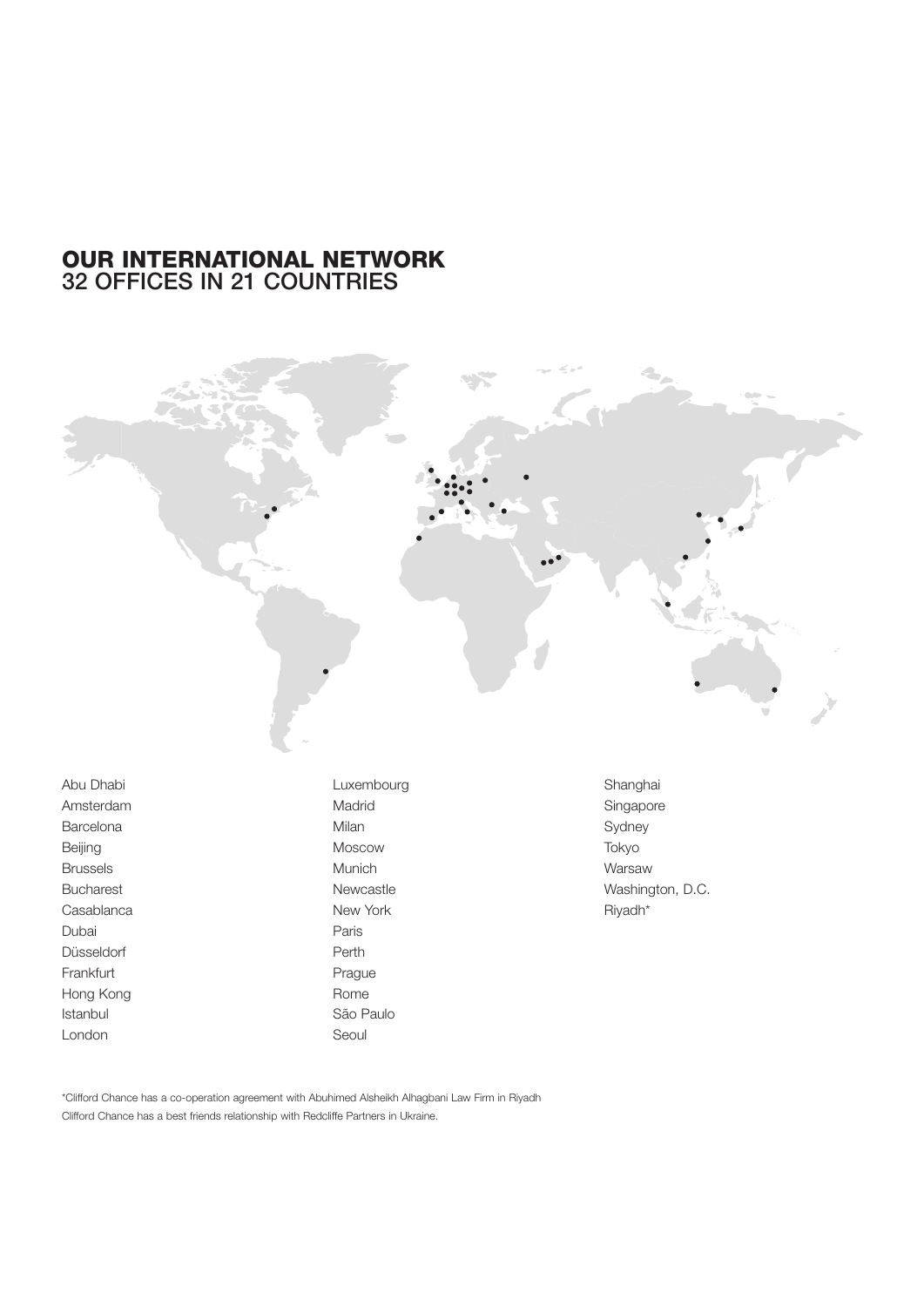# OUR INTERNATIONAL NETWORK
## 32 OFFICES IN 21 COUNTRIES

Abu Dhabi
Amsterdam
Barcelona
Beijing
Brussels
Bucharest
Casablanca
Dubai
Düsseldorf
Frankfurt
Hong Kong
Istanbul
London
Luxembourg
Madrid
Milan
Moscow
Munich
Newcastle
New York
Paris
Perth
Prague
Rome
São Paulo
Seoul
Shanghai
Singapore
Sydney
Tokyo
Warsaw
Washington, D.C.
Riyadh*

*Clifford Chance has a co-operation agreement with Abuhimed Alsheikh Alhagbani Law Firm in Riyadh

Clifford Chance has a best friends relationship with Redcliffe Partners in Ukraine.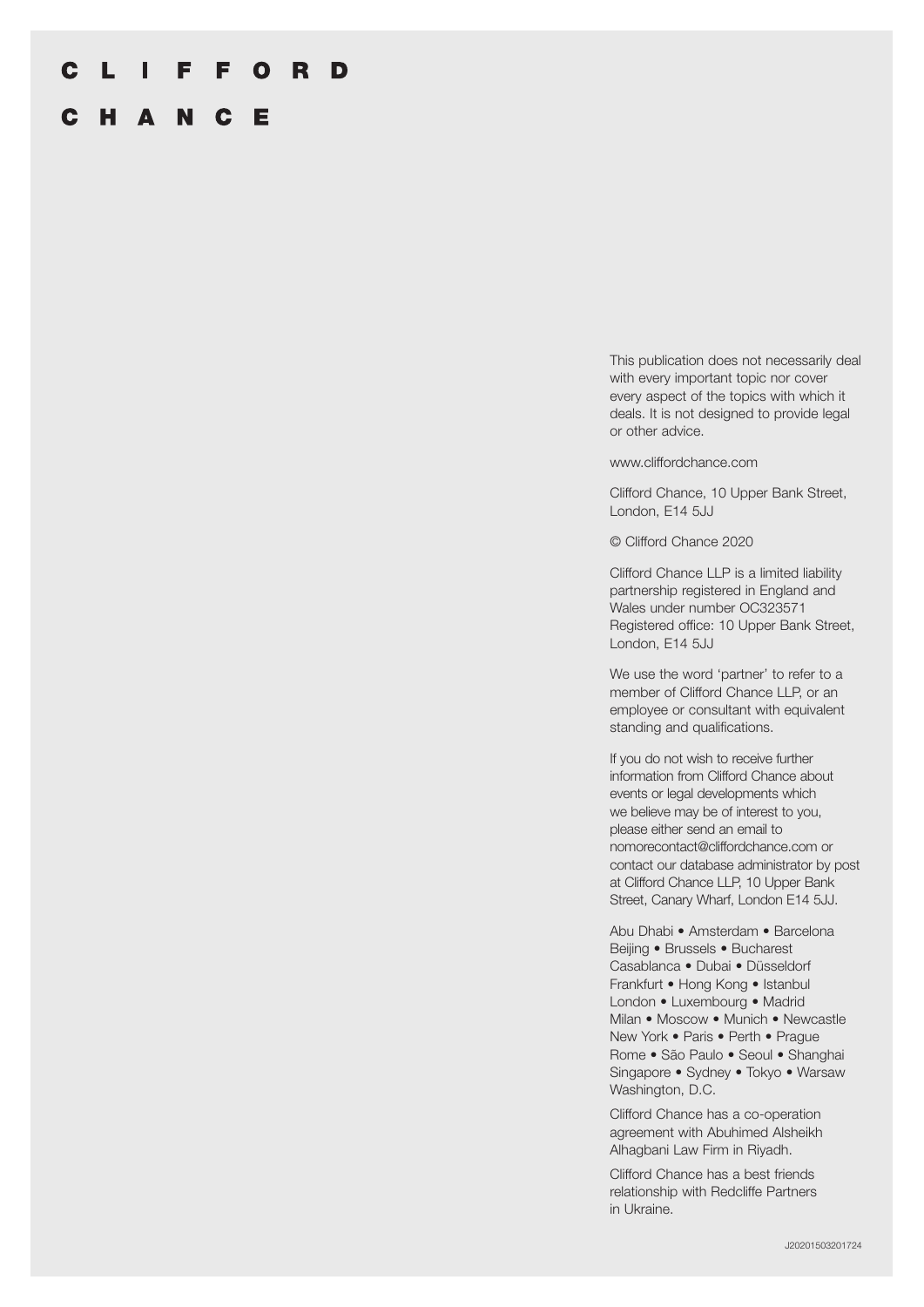# CLIFFORD CHANCE

This publication does not necessarily deal with every important topic nor cover every aspect of the topics with which it deals. It is not designed to provide legal or other advice.

www.cliffordchance.com

Clifford Chance, 10 Upper Bank Street, London, E14 5JJ

© Clifford Chance 2020

Clifford Chance LLP is a limited liability partnership registered in England and Wales under number OC323571 Registered office: 10 Upper Bank Street, London, E14 5JJ

We use the word 'partner' to refer to a member of Clifford Chance LLP, or an employee or consultant with equivalent standing and qualifications.

If you do not wish to receive further information from Clifford Chance about events or legal developments which we believe may be of interest to you, please either send an email to nomorecontact@cliffordchance.com or contact our database administrator by post at Clifford Chance LLP, 10 Upper Bank Street, Canary Wharf, London E14 5JJ.

Abu Dhabi • Amsterdam • Barcelona Beijing • Brussels • Bucharest Casablanca • Dubai • Düsseldorf Frankfurt • Hong Kong • Istanbul London • Luxembourg • Madrid Milan • Moscow • Munich • Newcastle New York • Paris • Perth • Prague Rome • São Paulo • Seoul • Shanghai Singapore • Sydney • Tokyo • Warsaw Washington, D.C.

Clifford Chance has a co-operation agreement with Abuhimed Alsheikh Alhagbani Law Firm in Riyadh.

Clifford Chance has a best friends relationship with Redcliffe Partners in Ukraine.

J20201503201724